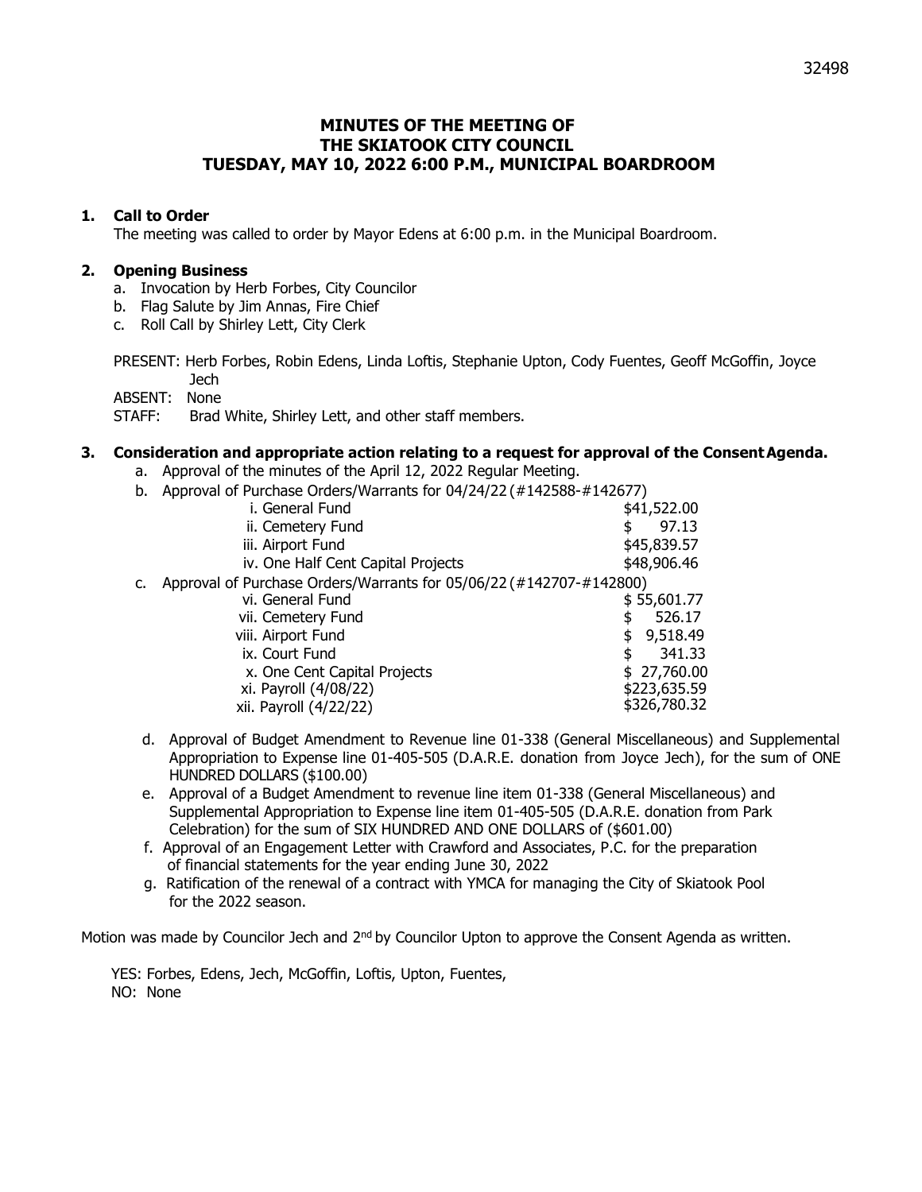# MINUTES OF THE MEETING OF THE SKIATOOK CITY COUNCIL TUESDAY, MAY 10, 2022 6:00 P.M., MUNICIPAL BOARDROOM

**1. Call to Order**

The meeting was called to order by Mayor Edens at 6:00 p.m. in the Municipal Boardroom.

**2. Opening Business**

a. Invocation by Herb Forbes, City Councilor
b. Flag Salute by Jim Annas, Fire Chief
c. Roll Call by Shirley Lett, City Clerk

PRESENT: Herb Forbes, Robin Edens, Linda Loftis, Stephanie Upton, Cody Fuentes, Geoff McGoffin, Joyce Jech
ABSENT: None
STAFF: Brad White, Shirley Lett, and other staff members.

**3. Consideration and appropriate action relating to a request for approval of the Consent Agenda.**

a. Approval of the minutes of the April 12, 2022 Regular Meeting.

b. Approval of Purchase Orders/Warrants for 04/24/22 (#142588-#142677)

| | |
|---|---|
| i. General Fund | $41,522.00 |
| ii. Cemetery Fund | $ 97.13 |
| iii. Airport Fund | $45,839.57 |
| iv. One Half Cent Capital Projects | $48,906.46 |

c. Approval of Purchase Orders/Warrants for 05/06/22 (#142707-#142800)

| | |
|---|---|
| vi. General Fund | $ 55,601.77 |
| vii. Cemetery Fund | $ 526.17 |
| viii. Airport Fund | $ 9,518.49 |
| ix. Court Fund | $ 341.33 |
| x. One Cent Capital Projects | $ 27,760.00 |
| xi. Payroll (4/08/22) | $223,635.59 |
| xii. Payroll (4/22/22) | $326,780.32 |

d. Approval of Budget Amendment to Revenue line 01-338 (General Miscellaneous) and Supplemental Appropriation to Expense line 01-405-505 (D.A.R.E. donation from Joyce Jech), for the sum of ONE HUNDRED DOLLARS ($100.00)

e. Approval of a Budget Amendment to revenue line item 01-338 (General Miscellaneous) and Supplemental Appropriation to Expense line item 01-405-505 (D.A.R.E. donation from Park Celebration) for the sum of SIX HUNDRED AND ONE DOLLARS of ($601.00)

f. Approval of an Engagement Letter with Crawford and Associates, P.C. for the preparation of financial statements for the year ending June 30, 2022

g. Ratification of the renewal of a contract with YMCA for managing the City of Skiatook Pool for the 2022 season.

Motion was made by Councilor Jech and 2nd by Councilor Upton to approve the Consent Agenda as written.

YES: Forbes, Edens, Jech, McGoffin, Loftis, Upton, Fuentes,
NO: None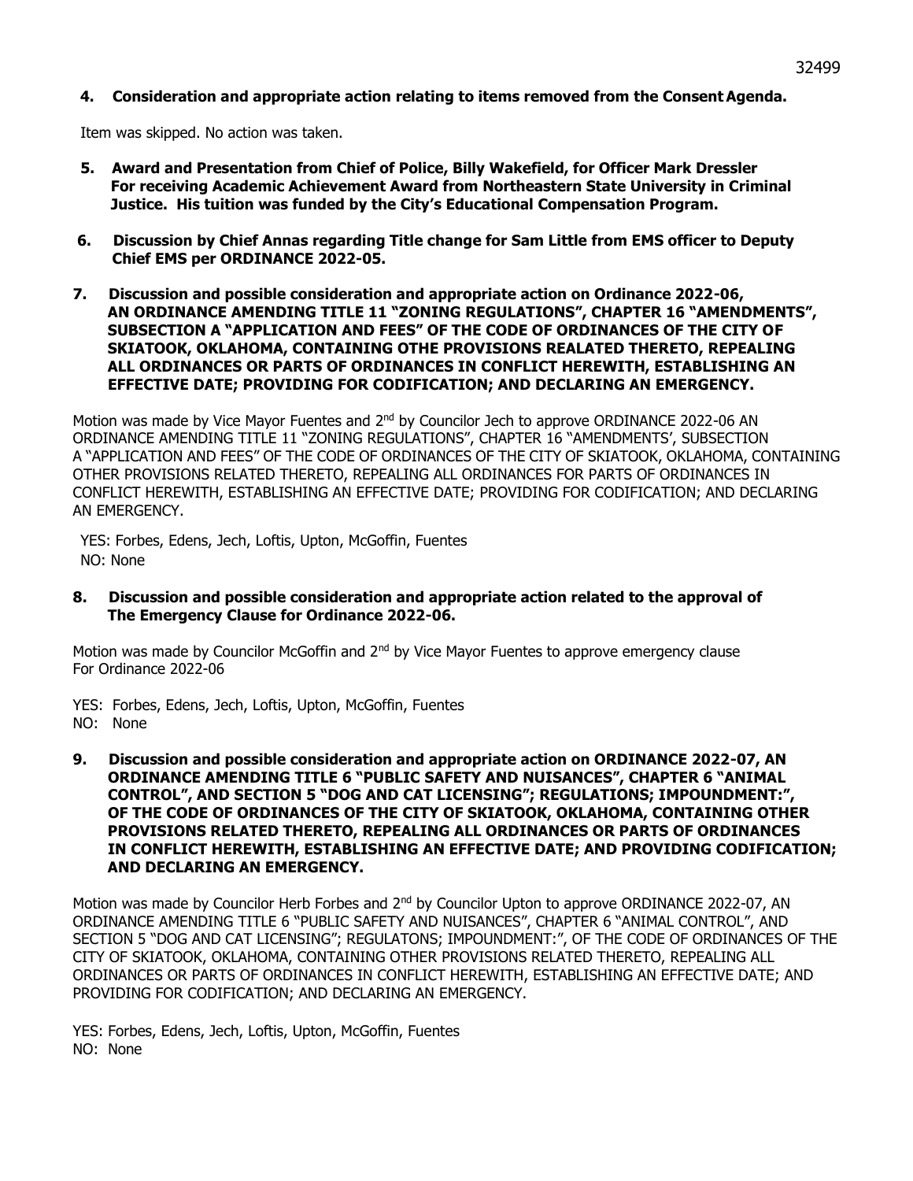**4. Consideration and appropriate action relating to items removed from the Consent Agenda.**

Item was skipped. No action was taken.

**5. Award and Presentation from Chief of Police, Billy Wakefield, for Officer Mark Dressler For receiving Academic Achievement Award from Northeastern State University in Criminal Justice. His tuition was funded by the City's Educational Compensation Program.**

**6. Discussion by Chief Annas regarding Title change for Sam Little from EMS officer to Deputy Chief EMS per ORDINANCE 2022-05.**

**7. Discussion and possible consideration and appropriate action on Ordinance 2022-06, AN ORDINANCE AMENDING TITLE 11 "ZONING REGULATIONS", CHAPTER 16 "AMENDMENTS", SUBSECTION A "APPLICATION AND FEES" OF THE CODE OF ORDINANCES OF THE CITY OF SKIATOOK, OKLAHOMA, CONTAINING OTHE PROVISIONS REALATED THERETO, REPEALING ALL ORDINANCES OR PARTS OF ORDINANCES IN CONFLICT HEREWITH, ESTABLISHING AN EFFECTIVE DATE; PROVIDING FOR CODIFICATION; AND DECLARING AN EMERGENCY.**

Motion was made by Vice Mayor Fuentes and 2nd by Councilor Jech to approve ORDINANCE 2022-06 AN ORDINANCE AMENDING TITLE 11 "ZONING REGULATIONS", CHAPTER 16 "AMENDMENTS', SUBSECTION A "APPLICATION AND FEES" OF THE CODE OF ORDINANCES OF THE CITY OF SKIATOOK, OKLAHOMA, CONTAINING OTHER PROVISIONS RELATED THERETO, REPEALING ALL ORDINANCES FOR PARTS OF ORDINANCES IN CONFLICT HEREWITH, ESTABLISHING AN EFFECTIVE DATE; PROVIDING FOR CODIFICATION; AND DECLARING AN EMERGENCY.

YES: Forbes, Edens, Jech, Loftis, Upton, McGoffin, Fuentes
NO: None

**8. Discussion and possible consideration and appropriate action related to the approval of The Emergency Clause for Ordinance 2022-06.**

Motion was made by Councilor McGoffin and 2nd by Vice Mayor Fuentes to approve emergency clause For Ordinance 2022-06

YES: Forbes, Edens, Jech, Loftis, Upton, McGoffin, Fuentes
NO: None

**9. Discussion and possible consideration and appropriate action on ORDINANCE 2022-07, AN ORDINANCE AMENDING TITLE 6 "PUBLIC SAFETY AND NUISANCES", CHAPTER 6 "ANIMAL CONTROL", AND SECTION 5 "DOG AND CAT LICENSING"; REGULATIONS; IMPOUNDMENT:", OF THE CODE OF ORDINANCES OF THE CITY OF SKIATOOK, OKLAHOMA, CONTAINING OTHER PROVISIONS RELATED THERETO, REPEALING ALL ORDINANCES OR PARTS OF ORDINANCES IN CONFLICT HEREWITH, ESTABLISHING AN EFFECTIVE DATE; AND PROVIDING CODIFICATION; AND DECLARING AN EMERGENCY.**

Motion was made by Councilor Herb Forbes and 2nd by Councilor Upton to approve ORDINANCE 2022-07, AN ORDINANCE AMENDING TITLE 6 "PUBLIC SAFETY AND NUISANCES", CHAPTER 6 "ANIMAL CONTROL", AND SECTION 5 "DOG AND CAT LICENSING"; REGULATONS; IMPOUNDMENT:", OF THE CODE OF ORDINANCES OF THE CITY OF SKIATOOK, OKLAHOMA, CONTAINING OTHER PROVISIONS RELATED THERETO, REPEALING ALL ORDINANCES OR PARTS OF ORDINANCES IN CONFLICT HEREWITH, ESTABLISHING AN EFFECTIVE DATE; AND PROVIDING FOR CODIFICATION; AND DECLARING AN EMERGENCY.

YES: Forbes, Edens, Jech, Loftis, Upton, McGoffin, Fuentes
NO: None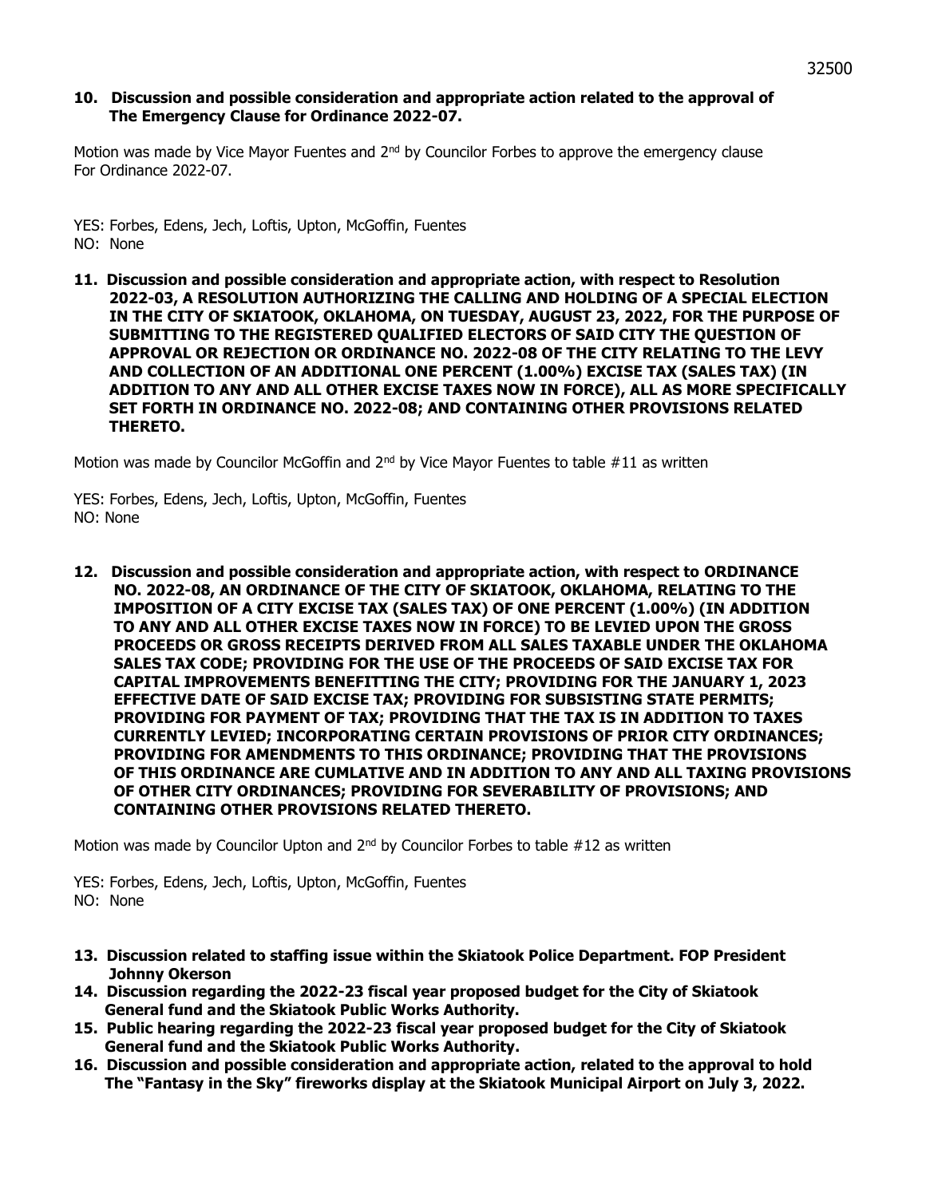**10. Discussion and possible consideration and appropriate action related to the approval of The Emergency Clause for Ordinance 2022-07.**

Motion was made by Vice Mayor Fuentes and 2nd by Councilor Forbes to approve the emergency clause For Ordinance 2022-07.

YES: Forbes, Edens, Jech, Loftis, Upton, McGoffin, Fuentes
NO: None

**11. Discussion and possible consideration and appropriate action, with respect to Resolution 2022-03, A RESOLUTION AUTHORIZING THE CALLING AND HOLDING OF A SPECIAL ELECTION IN THE CITY OF SKIATOOK, OKLAHOMA, ON TUESDAY, AUGUST 23, 2022, FOR THE PURPOSE OF SUBMITTING TO THE REGISTERED QUALIFIED ELECTORS OF SAID CITY THE QUESTION OF APPROVAL OR REJECTION OR ORDINANCE NO. 2022-08 OF THE CITY RELATING TO THE LEVY AND COLLECTION OF AN ADDITIONAL ONE PERCENT (1.00%) EXCISE TAX (SALES TAX) (IN ADDITION TO ANY AND ALL OTHER EXCISE TAXES NOW IN FORCE), ALL AS MORE SPECIFICALLY SET FORTH IN ORDINANCE NO. 2022-08; AND CONTAINING OTHER PROVISIONS RELATED THERETO.**

Motion was made by Councilor McGoffin and 2nd by Vice Mayor Fuentes to table #11 as written

YES: Forbes, Edens, Jech, Loftis, Upton, McGoffin, Fuentes
NO: None

**12. Discussion and possible consideration and appropriate action, with respect to ORDINANCE NO. 2022-08, AN ORDINANCE OF THE CITY OF SKIATOOK, OKLAHOMA, RELATING TO THE IMPOSITION OF A CITY EXCISE TAX (SALES TAX) OF ONE PERCENT (1.00%) (IN ADDITION TO ANY AND ALL OTHER EXCISE TAXES NOW IN FORCE) TO BE LEVIED UPON THE GROSS PROCEEDS OR GROSS RECEIPTS DERIVED FROM ALL SALES TAXABLE UNDER THE OKLAHOMA SALES TAX CODE; PROVIDING FOR THE USE OF THE PROCEEDS OF SAID EXCISE TAX FOR CAPITAL IMPROVEMENTS BENEFITTING THE CITY; PROVIDING FOR THE JANUARY 1, 2023 EFFECTIVE DATE OF SAID EXCISE TAX; PROVIDING FOR SUBSISTING STATE PERMITS; PROVIDING FOR PAYMENT OF TAX; PROVIDING THAT THE TAX IS IN ADDITION TO TAXES CURRENTLY LEVIED; INCORPORATING CERTAIN PROVISIONS OF PRIOR CITY ORDINANCES; PROVIDING FOR AMENDMENTS TO THIS ORDINANCE; PROVIDING THAT THE PROVISIONS OF THIS ORDINANCE ARE CUMLATIVE AND IN ADDITION TO ANY AND ALL TAXING PROVISIONS OF OTHER CITY ORDINANCES; PROVIDING FOR SEVERABILITY OF PROVISIONS; AND CONTAINING OTHER PROVISIONS RELATED THERETO.**

Motion was made by Councilor Upton and 2nd by Councilor Forbes to table #12 as written

YES: Forbes, Edens, Jech, Loftis, Upton, McGoffin, Fuentes
NO: None

**13. Discussion related to staffing issue within the Skiatook Police Department. FOP President Johnny Okerson**

**14. Discussion regarding the 2022-23 fiscal year proposed budget for the City of Skiatook General fund and the Skiatook Public Works Authority.**

**15. Public hearing regarding the 2022-23 fiscal year proposed budget for the City of Skiatook General fund and the Skiatook Public Works Authority.**

**16. Discussion and possible consideration and appropriate action, related to the approval to hold The "Fantasy in the Sky" fireworks display at the Skiatook Municipal Airport on July 3, 2022.**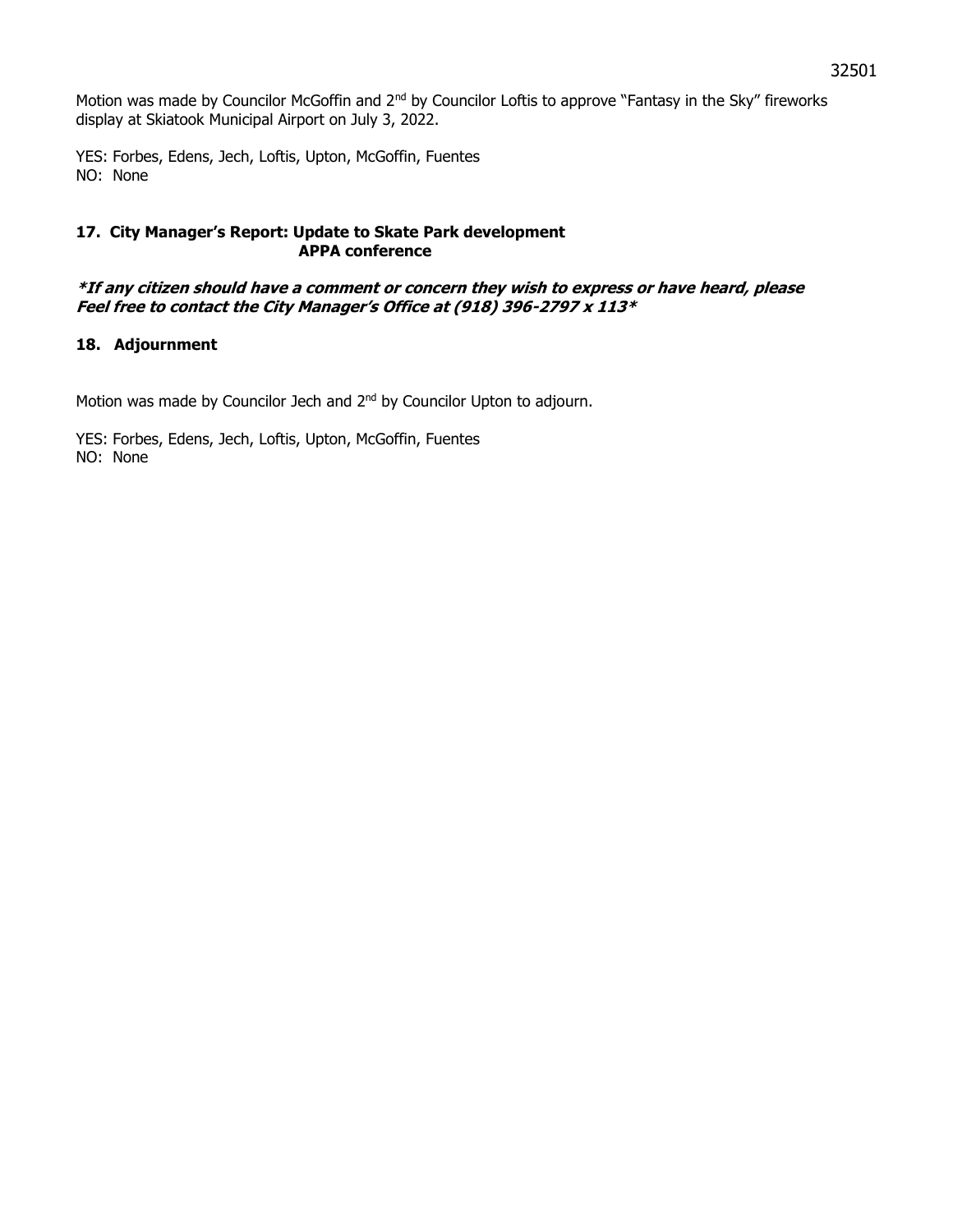Motion was made by Councilor McGoffin and 2nd by Councilor Loftis to approve "Fantasy in the Sky" fireworks display at Skiatook Municipal Airport on July 3, 2022.

YES: Forbes, Edens, Jech, Loftis, Upton, McGoffin, Fuentes
NO: None

**17. City Manager's Report: Update to Skate Park development**
**APPA conference**

***\*If any citizen should have a comment or concern they wish to express or have heard, please Feel free to contact the City Manager's Office at (918) 396-2797 x 113\****

**18. Adjournment**

Motion was made by Councilor Jech and 2nd by Councilor Upton to adjourn.

YES: Forbes, Edens, Jech, Loftis, Upton, McGoffin, Fuentes
NO: None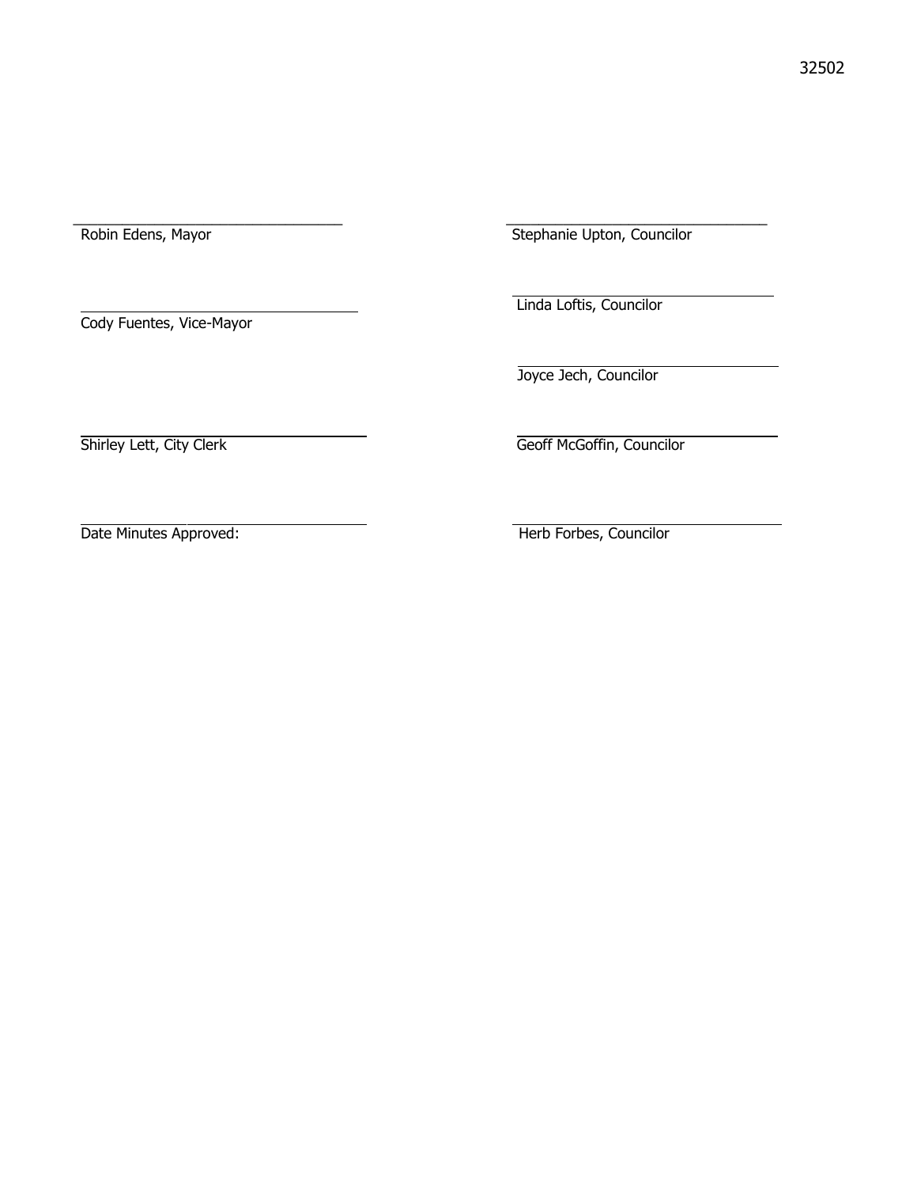\_\_\_\_\_\_\_\_\_\_\_\_\_\_\_\_\_\_\_\_\_\_\_\_\_\_\_\_\_\_\_\_\_\_
Robin Edens, Mayor

\_\_\_\_\_\_\_\_\_\_\_\_\_\_\_\_\_\_\_\_\_\_\_\_\_\_\_\_\_\_\_\_\_\_
Stephanie Upton, Councilor

\_\_\_\_\_\_\_\_\_\_\_\_\_\_\_\_\_\_\_\_\_\_\_\_\_\_\_\_\_\_\_\_\_\_
Linda Loftis, Councilor

\_\_\_\_\_\_\_\_\_\_\_\_\_\_\_\_\_\_\_\_\_\_\_\_\_\_\_\_\_\_\_\_\_\_
Cody Fuentes, Vice-Mayor

\_\_\_\_\_\_\_\_\_\_\_\_\_\_\_\_\_\_\_\_\_\_\_\_\_\_\_\_\_\_\_\_\_\_
Joyce Jech, Councilor

\_\_\_\_\_\_\_\_\_\_\_\_\_\_\_\_\_\_\_\_\_\_\_\_\_\_\_\_\_\_\_\_\_\_
Shirley Lett, City Clerk

\_\_\_\_\_\_\_\_\_\_\_\_\_\_\_\_\_\_\_\_\_\_\_\_\_\_\_\_\_\_\_\_\_\_
Geoff McGoffin, Councilor

\_\_\_\_\_\_\_\_\_\_\_\_\_\_\_\_\_\_\_\_\_\_\_\_\_\_\_\_\_\_\_\_\_\_
Date Minutes Approved:

\_\_\_\_\_\_\_\_\_\_\_\_\_\_\_\_\_\_\_\_\_\_\_\_\_\_\_\_\_\_\_\_\_\_
Herb Forbes, Councilor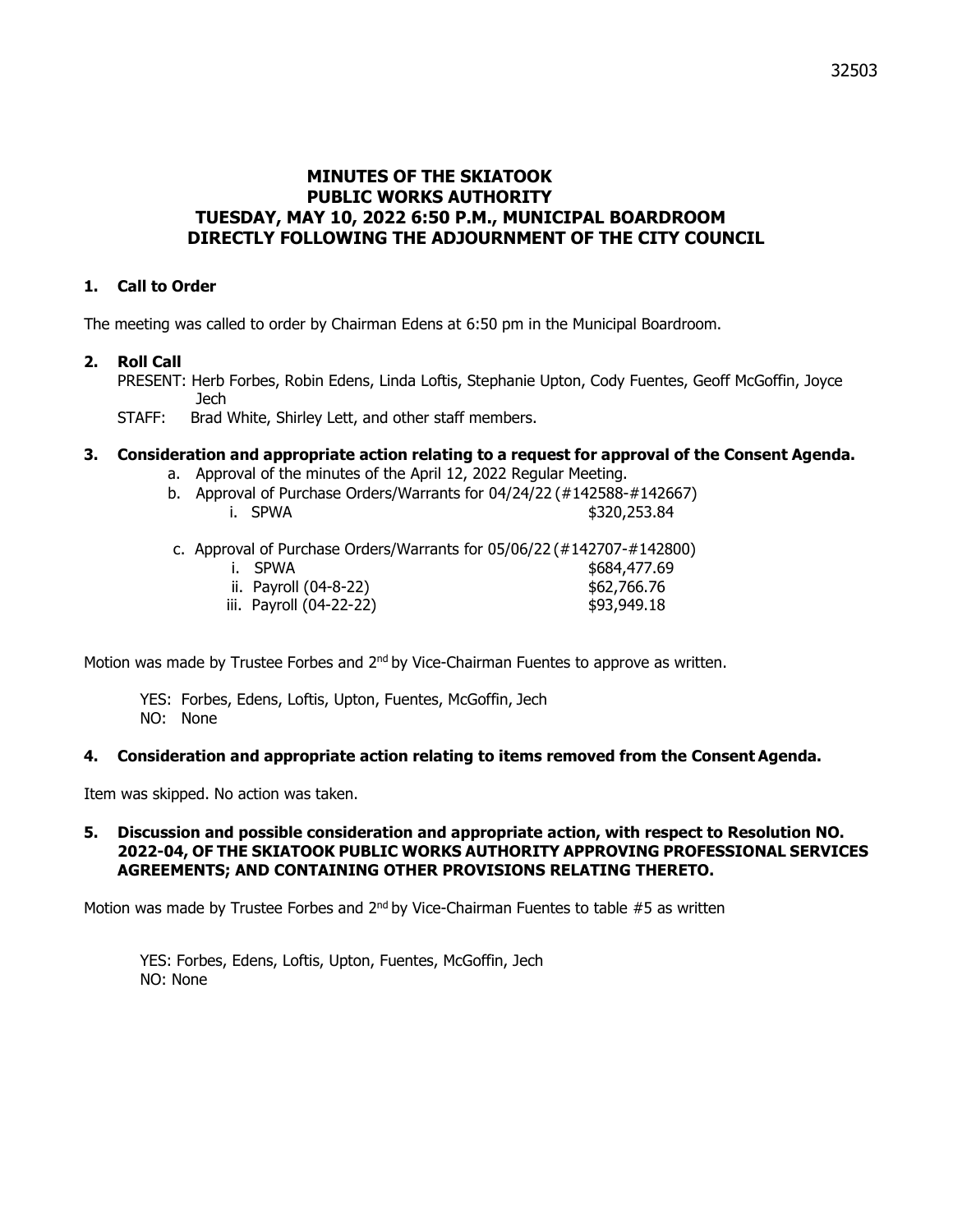# MINUTES OF THE SKIATOOK PUBLIC WORKS AUTHORITY TUESDAY, MAY 10, 2022 6:50 P.M., MUNICIPAL BOARDROOM DIRECTLY FOLLOWING THE ADJOURNMENT OF THE CITY COUNCIL

## 1. Call to Order

The meeting was called to order by Chairman Edens at 6:50 pm in the Municipal Boardroom.

## 2. Roll Call

PRESENT: Herb Forbes, Robin Edens, Linda Loftis, Stephanie Upton, Cody Fuentes, Geoff McGoffin, Joyce Jech

STAFF: Brad White, Shirley Lett, and other staff members.

## 3. Consideration and appropriate action relating to a request for approval of the Consent Agenda.

a. Approval of the minutes of the April 12, 2022 Regular Meeting.

b. Approval of Purchase Orders/Warrants for 04/24/22 (#142588-#142667)

| | |
|---|---|
| i. SPWA | $320,253.84 |

c. Approval of Purchase Orders/Warrants for 05/06/22 (#142707-#142800)

| | |
|---|---|
| i. SPWA | $684,477.69 |
| ii. Payroll (04-8-22) | $62,766.76 |
| iii. Payroll (04-22-22) | $93,949.18 |

Motion was made by Trustee Forbes and 2nd by Vice-Chairman Fuentes to approve as written.

YES: Forbes, Edens, Loftis, Upton, Fuentes, McGoffin, Jech
NO: None

## 4. Consideration and appropriate action relating to items removed from the Consent Agenda.

Item was skipped. No action was taken.

## 5. Discussion and possible consideration and appropriate action, with respect to Resolution NO. 2022-04, OF THE SKIATOOK PUBLIC WORKS AUTHORITY APPROVING PROFESSIONAL SERVICES AGREEMENTS; AND CONTAINING OTHER PROVISIONS RELATING THERETO.

Motion was made by Trustee Forbes and 2nd by Vice-Chairman Fuentes to table #5 as written

YES: Forbes, Edens, Loftis, Upton, Fuentes, McGoffin, Jech
NO: None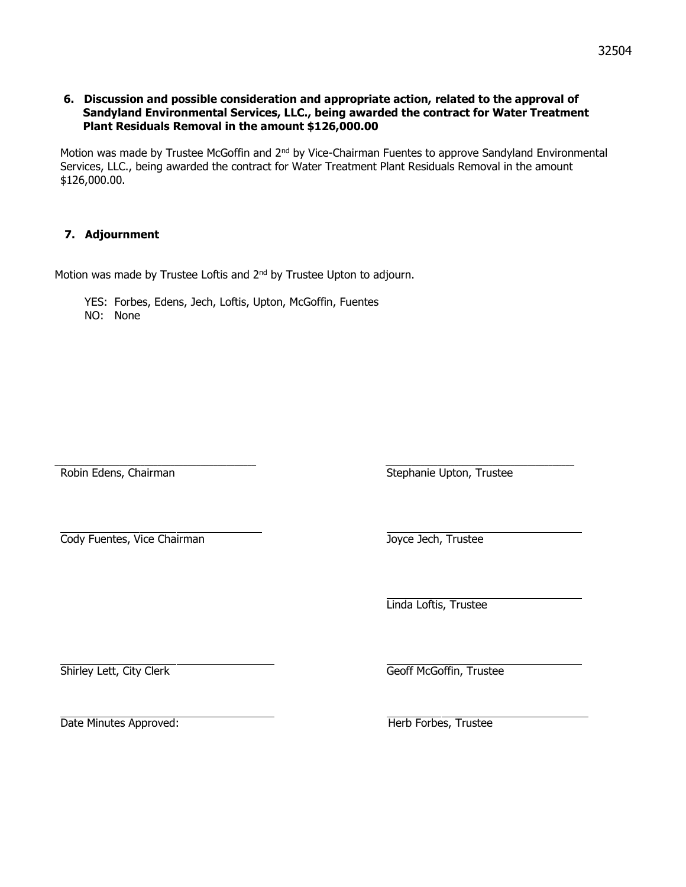**6. Discussion and possible consideration and appropriate action, related to the approval of Sandyland Environmental Services, LLC., being awarded the contract for Water Treatment Plant Residuals Removal in the amount $126,000.00**

Motion was made by Trustee McGoffin and 2nd by Vice-Chairman Fuentes to approve Sandyland Environmental Services, LLC., being awarded the contract for Water Treatment Plant Residuals Removal in the amount $126,000.00.

**7. Adjournment**

Motion was made by Trustee Loftis and 2nd by Trustee Upton to adjourn.

YES: Forbes, Edens, Jech, Loftis, Upton, McGoffin, Fuentes
NO: None

Robin Edens, Chairman

Stephanie Upton, Trustee

Cody Fuentes, Vice Chairman

Joyce Jech, Trustee

Linda Loftis, Trustee

Shirley Lett, City Clerk

Geoff McGoffin, Trustee

Date Minutes Approved:

Herb Forbes, Trustee